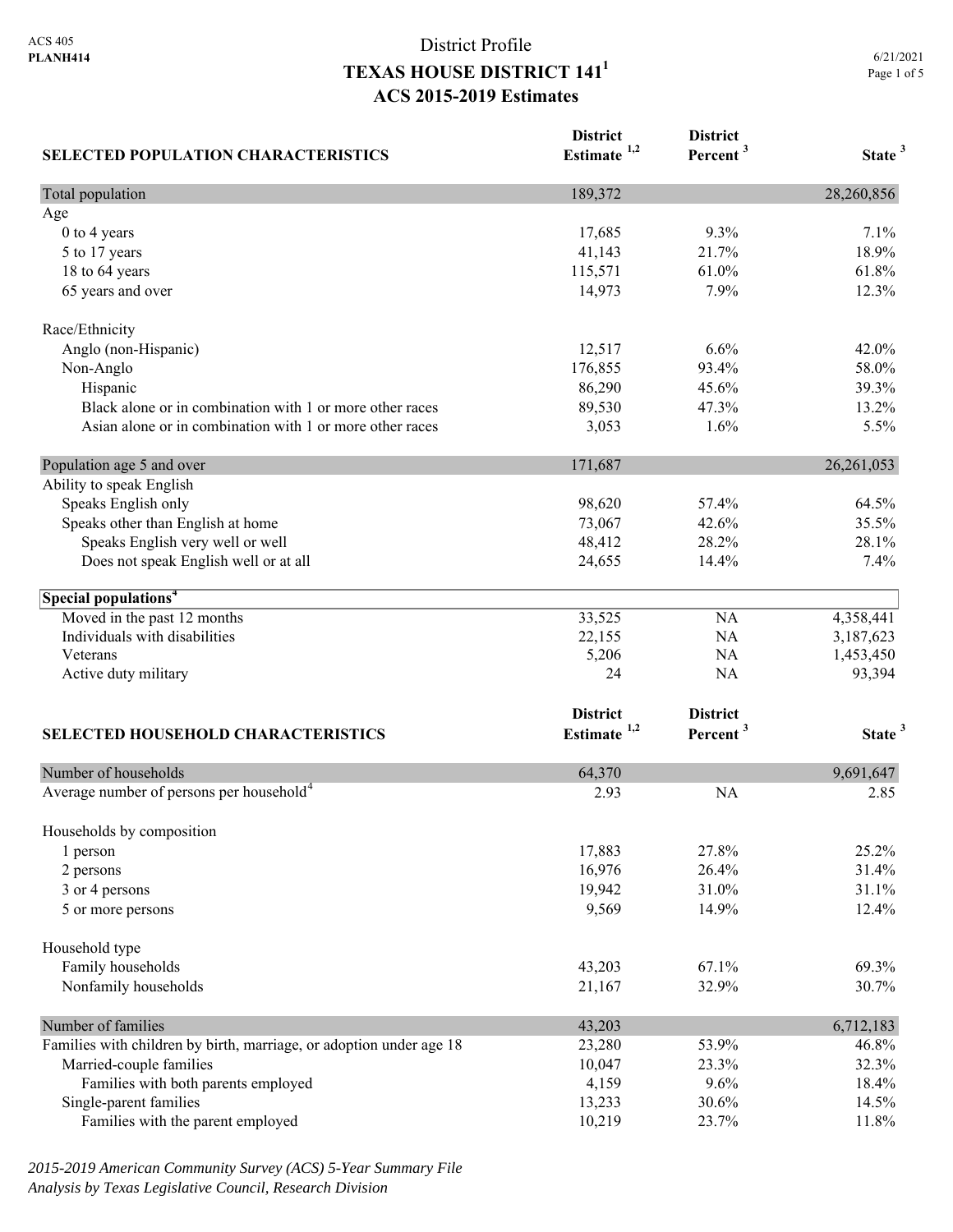ACS 405
**PLANH414**

# District Profile
# TEXAS HOUSE DISTRICT 141[1]
## ACS 2015-2019 Estimates

6/21/2021

| SELECTED POPULATION CHARACTERISTICS | District Estimate [1,2] | District Percent [3] | State [3] |
|---|---|---|---|
| Total population | 189,372 | | 28,260,856 |
| Age | | | |
| 0 to 4 years | 17,685 | 9.3% | 7.1% |
| 5 to 17 years | 41,143 | 21.7% | 18.9% |
| 18 to 64 years | 115,571 | 61.0% | 61.8% |
| 65 years and over | 14,973 | 7.9% | 12.3% |
| Race/Ethnicity | | | |
| Anglo (non-Hispanic) | 12,517 | 6.6% | 42.0% |
| Non-Anglo | 176,855 | 93.4% | 58.0% |
| Hispanic | 86,290 | 45.6% | 39.3% |
| Black alone or in combination with 1 or more other races | 89,530 | 47.3% | 13.2% |
| Asian alone or in combination with 1 or more other races | 3,053 | 1.6% | 5.5% |
| Population age 5 and over | 171,687 | | 26,261,053 |
| Ability to speak English | | | |
| Speaks English only | 98,620 | 57.4% | 64.5% |
| Speaks other than English at home | 73,067 | 42.6% | 35.5% |
| Speaks English very well or well | 48,412 | 28.2% | 28.1% |
| Does not speak English well or at all | 24,655 | 14.4% | 7.4% |
| **Special populations[4]** | | | |
| Moved in the past 12 months | 33,525 | NA | 4,358,441 |
| Individuals with disabilities | 22,155 | NA | 3,187,623 |
| Veterans | 5,206 | NA | 1,453,450 |
| Active duty military | 24 | NA | 93,394 |

| SELECTED HOUSEHOLD CHARACTERISTICS | District Estimate [1,2] | District Percent [3] | State [3] |
|---|---|---|---|
| Number of households | 64,370 | | 9,691,647 |
| Average number of persons per household[4] | 2.93 | NA | 2.85 |
| Households by composition | | | |
| 1 person | 17,883 | 27.8% | 25.2% |
| 2 persons | 16,976 | 26.4% | 31.4% |
| 3 or 4 persons | 19,942 | 31.0% | 31.1% |
| 5 or more persons | 9,569 | 14.9% | 12.4% |
| Household type | | | |
| Family households | 43,203 | 67.1% | 69.3% |
| Nonfamily households | 21,167 | 32.9% | 30.7% |
| Number of families | 43,203 | | 6,712,183 |
| Families with children by birth, marriage, or adoption under age 18 | 23,280 | 53.9% | 46.8% |
| Married-couple families | 10,047 | 23.3% | 32.3% |
| Families with both parents employed | 4,159 | 9.6% | 18.4% |
| Single-parent families | 13,233 | 30.6% | 14.5% |
| Families with the parent employed | 10,219 | 23.7% | 11.8% |

*2015-2019 American Community Survey (ACS) 5-Year Summary File*
*Analysis by Texas Legislative Council, Research Division*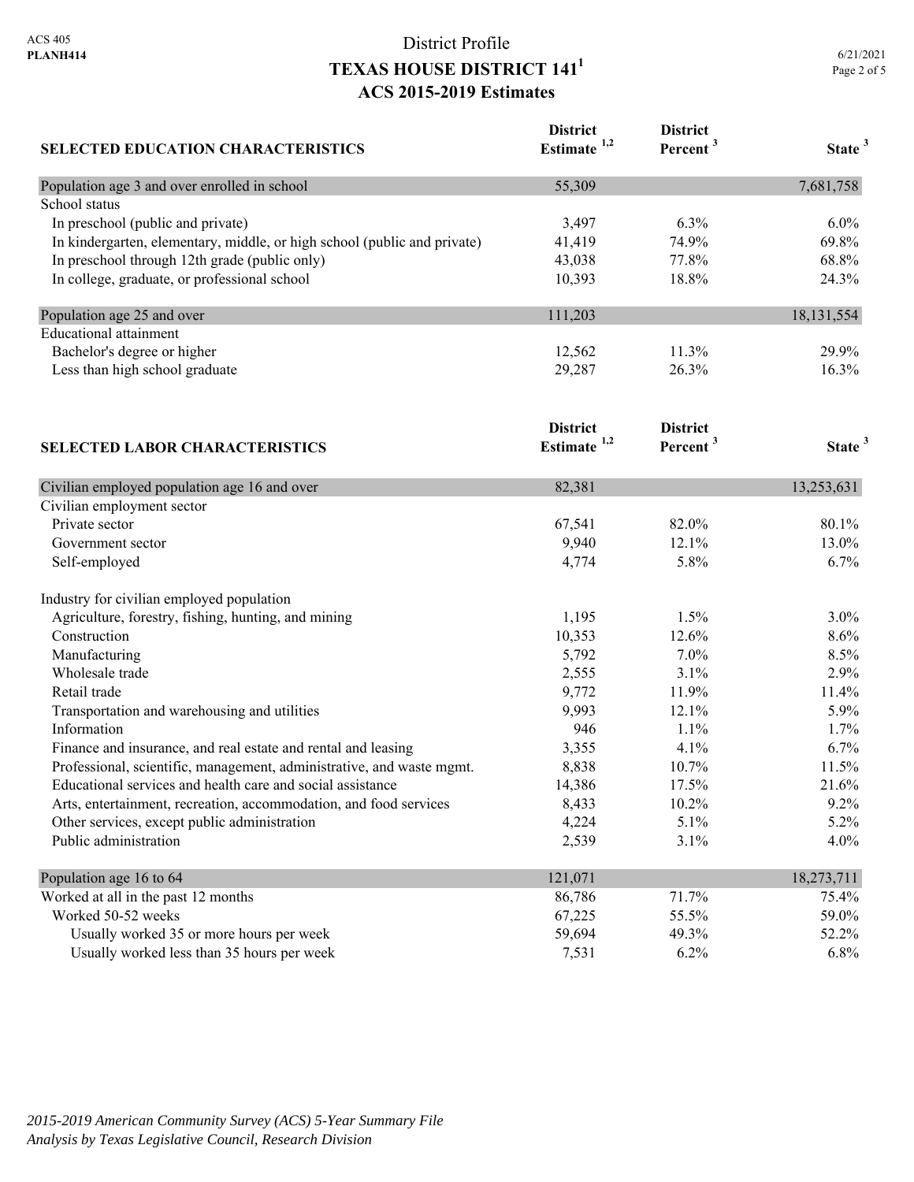District Profile

# TEXAS HOUSE DISTRICT 141[1]

## ACS 2015-2019 Estimates

| SELECTED EDUCATION CHARACTERISTICS | District Estimate [1,2] | District Percent [3] | State [3] |
|---|---|---|---|
| Population age 3 and over enrolled in school | 55,309 | | 7,681,758 |
| School status | | | |
| In preschool (public and private) | 3,497 | 6.3% | 6.0% |
| In kindergarten, elementary, middle, or high school (public and private) | 41,419 | 74.9% | 69.8% |
| In preschool through 12th grade (public only) | 43,038 | 77.8% | 68.8% |
| In college, graduate, or professional school | 10,393 | 18.8% | 24.3% |
| Population age 25 and over | 111,203 | | 18,131,554 |
| Educational attainment | | | |
| Bachelor's degree or higher | 12,562 | 11.3% | 29.9% |
| Less than high school graduate | 29,287 | 26.3% | 16.3% |

| SELECTED LABOR CHARACTERISTICS | District Estimate [1,2] | District Percent [3] | State [3] |
|---|---|---|---|
| Civilian employed population age 16 and over | 82,381 | | 13,253,631 |
| Civilian employment sector | | | |
| Private sector | 67,541 | 82.0% | 80.1% |
| Government sector | 9,940 | 12.1% | 13.0% |
| Self-employed | 4,774 | 5.8% | 6.7% |
| Industry for civilian employed population | | | |
| Agriculture, forestry, fishing, hunting, and mining | 1,195 | 1.5% | 3.0% |
| Construction | 10,353 | 12.6% | 8.6% |
| Manufacturing | 5,792 | 7.0% | 8.5% |
| Wholesale trade | 2,555 | 3.1% | 2.9% |
| Retail trade | 9,772 | 11.9% | 11.4% |
| Transportation and warehousing and utilities | 9,993 | 12.1% | 5.9% |
| Information | 946 | 1.1% | 1.7% |
| Finance and insurance, and real estate and rental and leasing | 3,355 | 4.1% | 6.7% |
| Professional, scientific, management, administrative, and waste mgmt. | 8,838 | 10.7% | 11.5% |
| Educational services and health care and social assistance | 14,386 | 17.5% | 21.6% |
| Arts, entertainment, recreation, accommodation, and food services | 8,433 | 10.2% | 9.2% |
| Other services, except public administration | 4,224 | 5.1% | 5.2% |
| Public administration | 2,539 | 3.1% | 4.0% |
| Population age 16 to 64 | 121,071 | | 18,273,711 |
| Worked at all in the past 12 months | 86,786 | 71.7% | 75.4% |
| Worked 50-52 weeks | 67,225 | 55.5% | 59.0% |
| Usually worked 35 or more hours per week | 59,694 | 49.3% | 52.2% |
| Usually worked less than 35 hours per week | 7,531 | 6.2% | 6.8% |

*2015-2019 American Community Survey (ACS) 5-Year Summary File*
*Analysis by Texas Legislative Council, Research Division*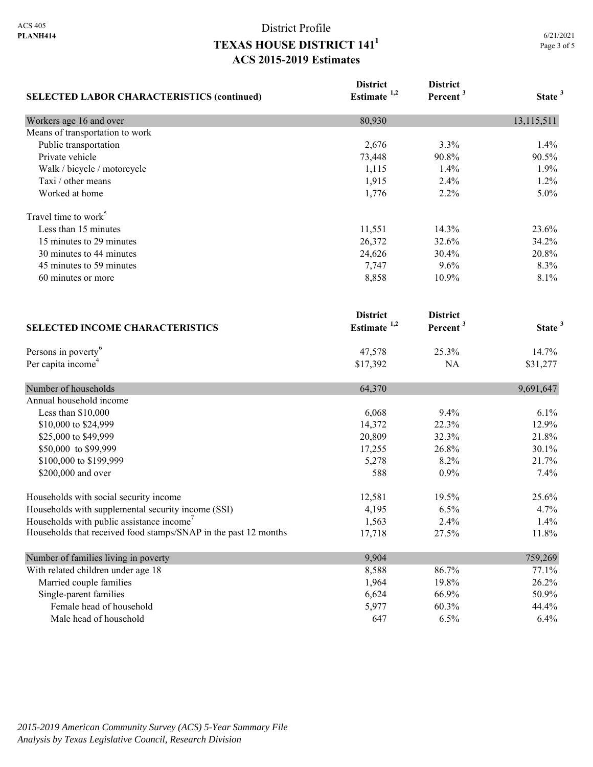# District Profile
## TEXAS HOUSE DISTRICT 141[1]
### ACS 2015-2019 Estimates

| SELECTED LABOR CHARACTERISTICS (continued) | District Estimate [1,2] | District Percent [3] | State [3] |
|---|---|---|---|
| Workers age 16 and over | 80,930 | | 13,115,511 |
| Means of transportation to work | | | |
| Public transportation | 2,676 | 3.3% | 1.4% |
| Private vehicle | 73,448 | 90.8% | 90.5% |
| Walk / bicycle / motorcycle | 1,115 | 1.4% | 1.9% |
| Taxi / other means | 1,915 | 2.4% | 1.2% |
| Worked at home | 1,776 | 2.2% | 5.0% |
| Travel time to work[5] | | | |
| Less than 15 minutes | 11,551 | 14.3% | 23.6% |
| 15 minutes to 29 minutes | 26,372 | 32.6% | 34.2% |
| 30 minutes to 44 minutes | 24,626 | 30.4% | 20.8% |
| 45 minutes to 59 minutes | 7,747 | 9.6% | 8.3% |
| 60 minutes or more | 8,858 | 10.9% | 8.1% |

| SELECTED INCOME CHARACTERISTICS | District Estimate [1,2] | District Percent [3] | State [3] |
|---|---|---|---|
| Persons in poverty[6] | 47,578 | 25.3% | 14.7% |
| Per capita income[4] | $17,392 | NA | $31,277 |
| Number of households | 64,370 | | 9,691,647 |
| Annual household income | | | |
| Less than $10,000 | 6,068 | 9.4% | 6.1% |
| $10,000 to $24,999 | 14,372 | 22.3% | 12.9% |
| $25,000 to $49,999 | 20,809 | 32.3% | 21.8% |
| $50,000 to $99,999 | 17,255 | 26.8% | 30.1% |
| $100,000 to $199,999 | 5,278 | 8.2% | 21.7% |
| $200,000 and over | 588 | 0.9% | 7.4% |
| Households with social security income | 12,581 | 19.5% | 25.6% |
| Households with supplemental security income (SSI) | 4,195 | 6.5% | 4.7% |
| Households with public assistance income[7] | 1,563 | 2.4% | 1.4% |
| Households that received food stamps/SNAP in the past 12 months | 17,718 | 27.5% | 11.8% |
| Number of families living in poverty | 9,904 | | 759,269 |
| With related children under age 18 | 8,588 | 86.7% | 77.1% |
| Married couple families | 1,964 | 19.8% | 26.2% |
| Single-parent families | 6,624 | 66.9% | 50.9% |
| Female head of household | 5,977 | 60.3% | 44.4% |
| Male head of household | 647 | 6.5% | 6.4% |

*2015-2019 American Community Survey (ACS) 5-Year Summary File*
*Analysis by Texas Legislative Council, Research Division*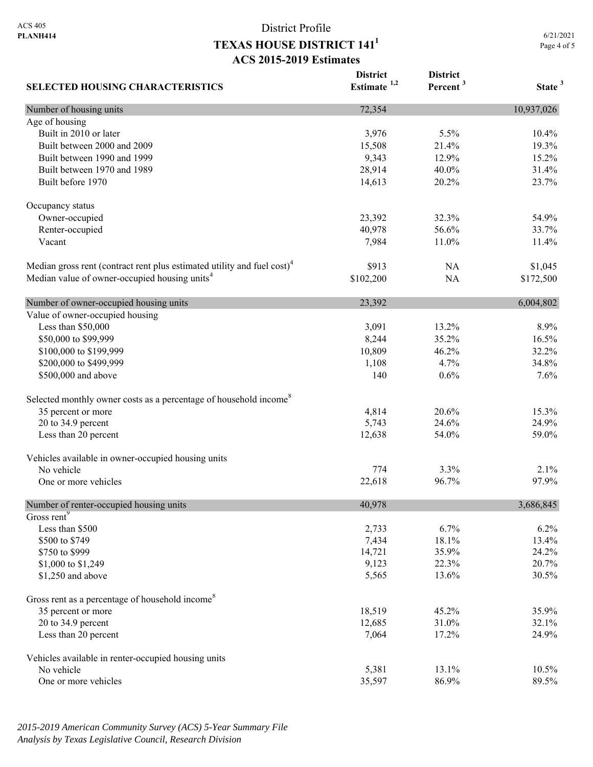# District Profile

## TEXAS HOUSE DISTRICT 141[1]

### ACS 2015-2019 Estimates

| SELECTED HOUSING CHARACTERISTICS | District Estimate [1,2] | District Percent [3] | State [3] |
|---|---|---|---|
| **Number of housing units** | 72,354 | | 10,937,026 |
| Age of housing | | | |
| Built in 2010 or later | 3,976 | 5.5% | 10.4% |
| Built between 2000 and 2009 | 15,508 | 21.4% | 19.3% |
| Built between 1990 and 1999 | 9,343 | 12.9% | 15.2% |
| Built between 1970 and 1989 | 28,914 | 40.0% | 31.4% |
| Built before 1970 | 14,613 | 20.2% | 23.7% |
| Occupancy status | | | |
| Owner-occupied | 23,392 | 32.3% | 54.9% |
| Renter-occupied | 40,978 | 56.6% | 33.7% |
| Vacant | 7,984 | 11.0% | 11.4% |
| Median gross rent (contract rent plus estimated utility and fuel cost)[4] | $913 | NA | $1,045 |
| Median value of owner-occupied housing units[4] | $102,200 | NA | $172,500 |
| **Number of owner-occupied housing units** | 23,392 | | 6,004,802 |
| Value of owner-occupied housing | | | |
| Less than $50,000 | 3,091 | 13.2% | 8.9% |
| $50,000 to $99,999 | 8,244 | 35.2% | 16.5% |
| $100,000 to $199,999 | 10,809 | 46.2% | 32.2% |
| $200,000 to $499,999 | 1,108 | 4.7% | 34.8% |
| $500,000 and above | 140 | 0.6% | 7.6% |
| Selected monthly owner costs as a percentage of household income[8] | | | |
| 35 percent or more | 4,814 | 20.6% | 15.3% |
| 20 to 34.9 percent | 5,743 | 24.6% | 24.9% |
| Less than 20 percent | 12,638 | 54.0% | 59.0% |
| Vehicles available in owner-occupied housing units | | | |
| No vehicle | 774 | 3.3% | 2.1% |
| One or more vehicles | 22,618 | 96.7% | 97.9% |
| **Number of renter-occupied housing units** | 40,978 | | 3,686,845 |
| Gross rent[9] | | | |
| Less than $500 | 2,733 | 6.7% | 6.2% |
| $500 to $749 | 7,434 | 18.1% | 13.4% |
| $750 to $999 | 14,721 | 35.9% | 24.2% |
| $1,000 to $1,249 | 9,123 | 22.3% | 20.7% |
| $1,250 and above | 5,565 | 13.6% | 30.5% |
| Gross rent as a percentage of household income[8] | | | |
| 35 percent or more | 18,519 | 45.2% | 35.9% |
| 20 to 34.9 percent | 12,685 | 31.0% | 32.1% |
| Less than 20 percent | 7,064 | 17.2% | 24.9% |
| Vehicles available in renter-occupied housing units | | | |
| No vehicle | 5,381 | 13.1% | 10.5% |
| One or more vehicles | 35,597 | 86.9% | 89.5% |

*2015-2019 American Community Survey (ACS) 5-Year Summary File*
*Analysis by Texas Legislative Council, Research Division*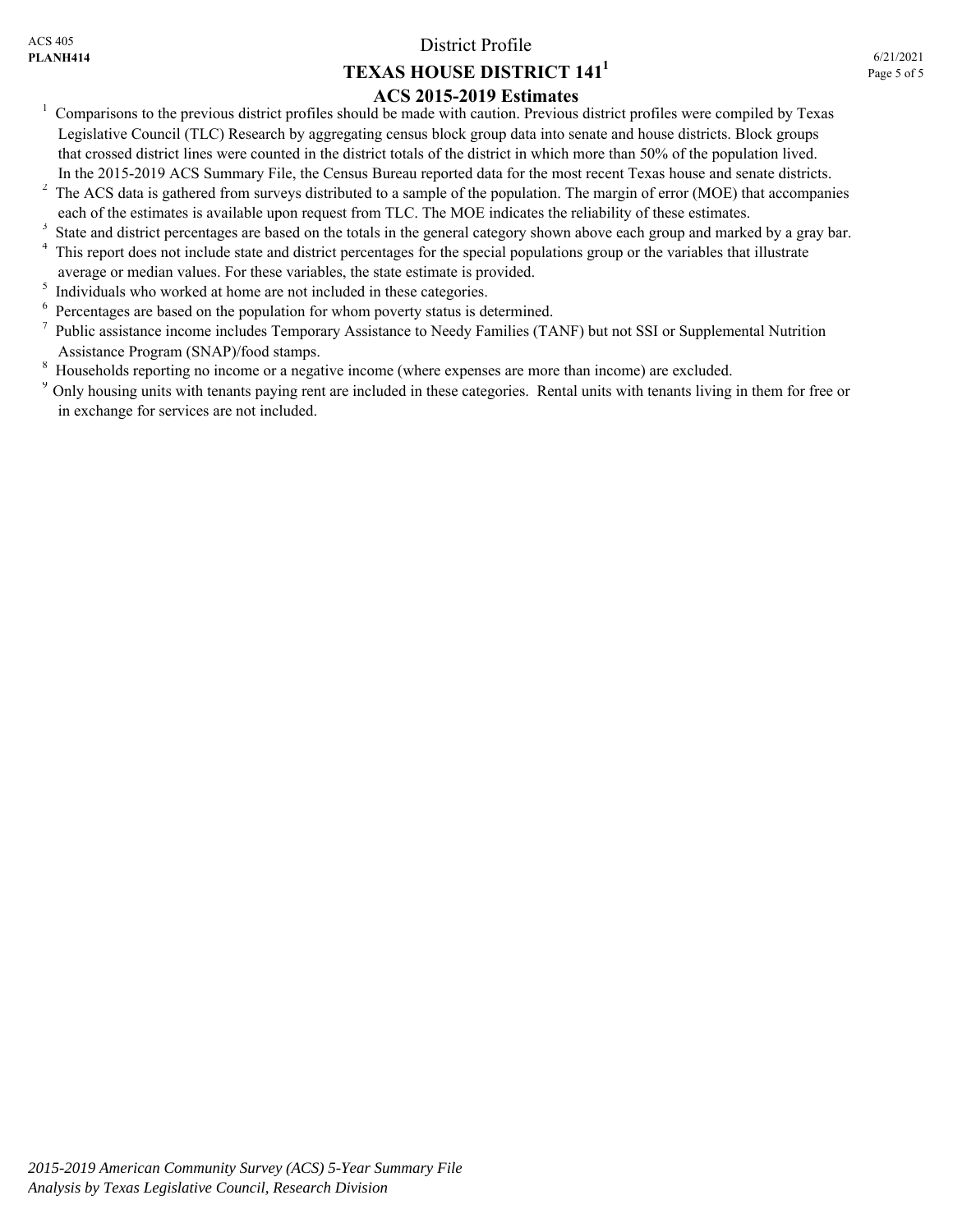# District Profile

## TEXAS HOUSE DISTRICT 141[1]

## ACS 2015-2019 Estimates

[1] Comparisons to the previous district profiles should be made with caution. Previous district profiles were compiled by Texas Legislative Council (TLC) Research by aggregating census block group data into senate and house districts. Block groups that crossed district lines were counted in the district totals of the district in which more than 50% of the population lived. In the 2015-2019 ACS Summary File, the Census Bureau reported data for the most recent Texas house and senate districts.

[2] The ACS data is gathered from surveys distributed to a sample of the population. The margin of error (MOE) that accompanies each of the estimates is available upon request from TLC. The MOE indicates the reliability of these estimates.

[3] State and district percentages are based on the totals in the general category shown above each group and marked by a gray bar.

[4] This report does not include state and district percentages for the special populations group or the variables that illustrate average or median values. For these variables, the state estimate is provided.

[5] Individuals who worked at home are not included in these categories.

[6] Percentages are based on the population for whom poverty status is determined.

[7] Public assistance income includes Temporary Assistance to Needy Families (TANF) but not SSI or Supplemental Nutrition Assistance Program (SNAP)/food stamps.

[8] Households reporting no income or a negative income (where expenses are more than income) are excluded.

[9] Only housing units with tenants paying rent are included in these categories. Rental units with tenants living in them for free or in exchange for services are not included.

*2015-2019 American Community Survey (ACS) 5-Year Summary File*
*Analysis by Texas Legislative Council, Research Division*